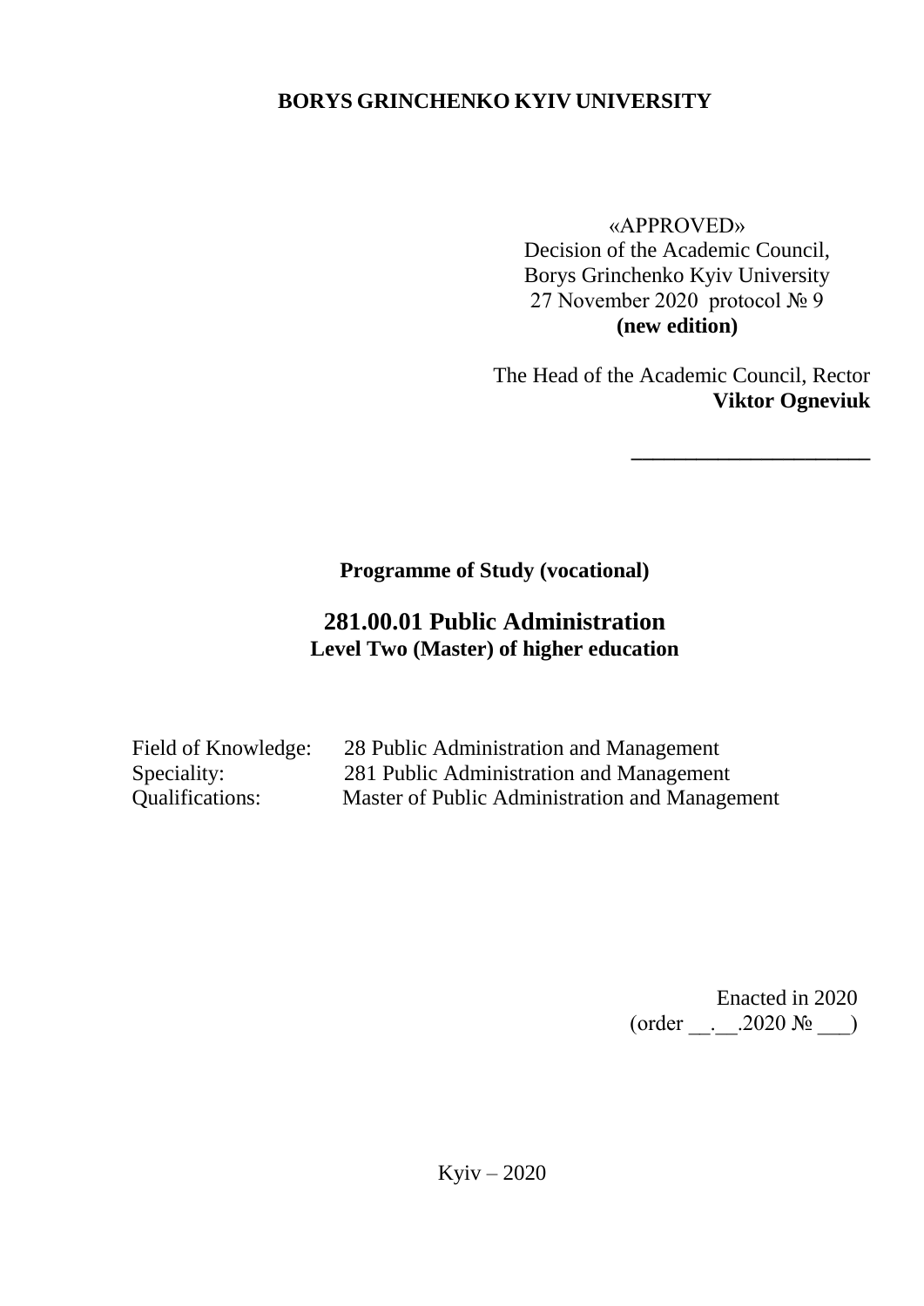**BORYS GRINCHENKO KYIV UNIVERSITY**

«APPROVED»
Decision of the Academic Council,
Borys Grinchenko Kyiv University
27 November 2020 protocol № 9
**(new edition)**

The Head of the Academic Council, Rector
**Viktor Ogneviuk**

______________________

**Programme of Study (vocational)**

# 281.00.01 Public Administration

**Level Two (Master) of higher education**

Field of Knowledge: 28 Public Administration and Management
Speciality: 281 Public Administration and Management
Qualifications: Master of Public Administration and Management

Enacted in 2020
(order __.__.2020 № ___)

Kyiv – 2020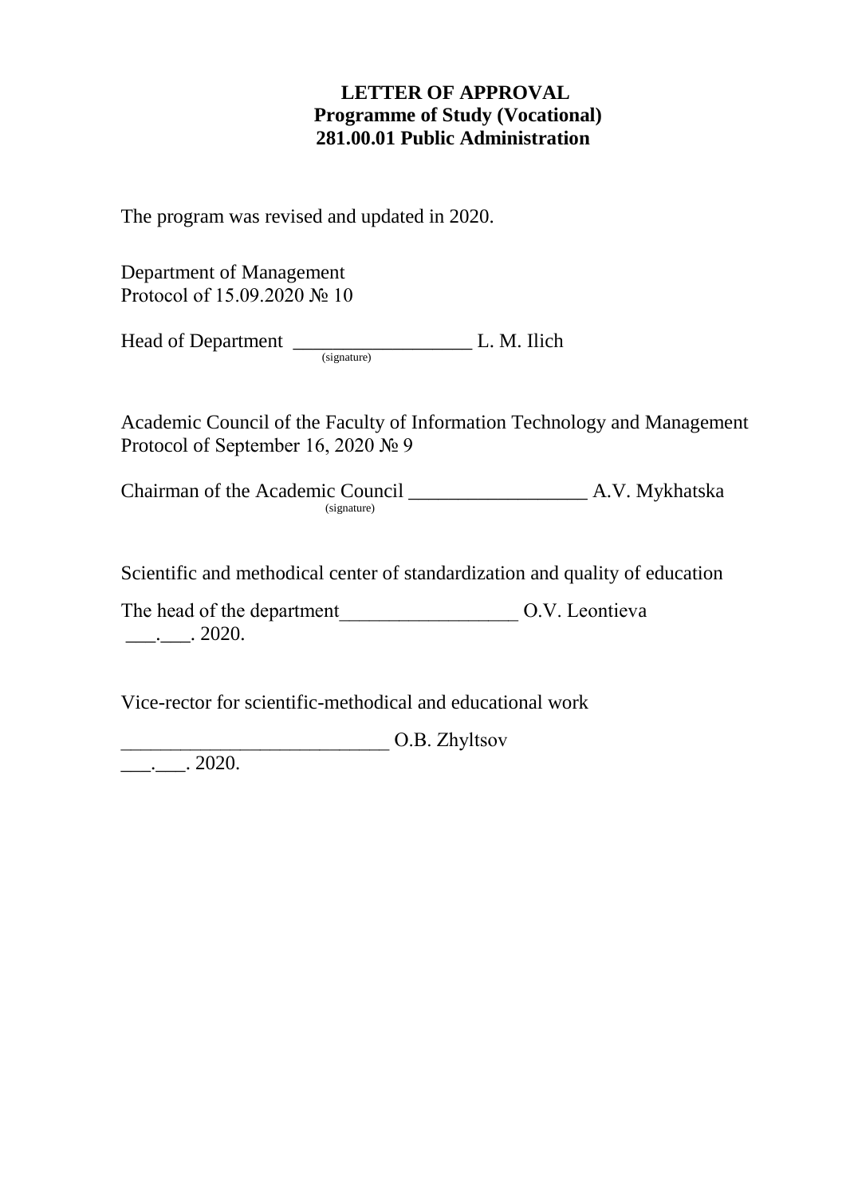**LETTER OF APPROVAL**
**Programme of Study (Vocational)**
**281.00.01 Public Administration**

The program was revised and updated in 2020.

Department of Management
Protocol of 15.09.2020 № 10

Head of Department __________________ L. M. Ilich
(signature)

Academic Council of the Faculty of Information Technology and Management
Protocol of September 16, 2020 № 9

Chairman of the Academic Council __________________ A.V. Mykhatska
(signature)

Scientific and methodical center of standardization and quality of education

The head of the department__________________ O.V. Leontieva
___.___. 2020.

Vice-rector for scientific-methodical and educational work

___________________________ O.B. Zhyltsov
___.___. 2020.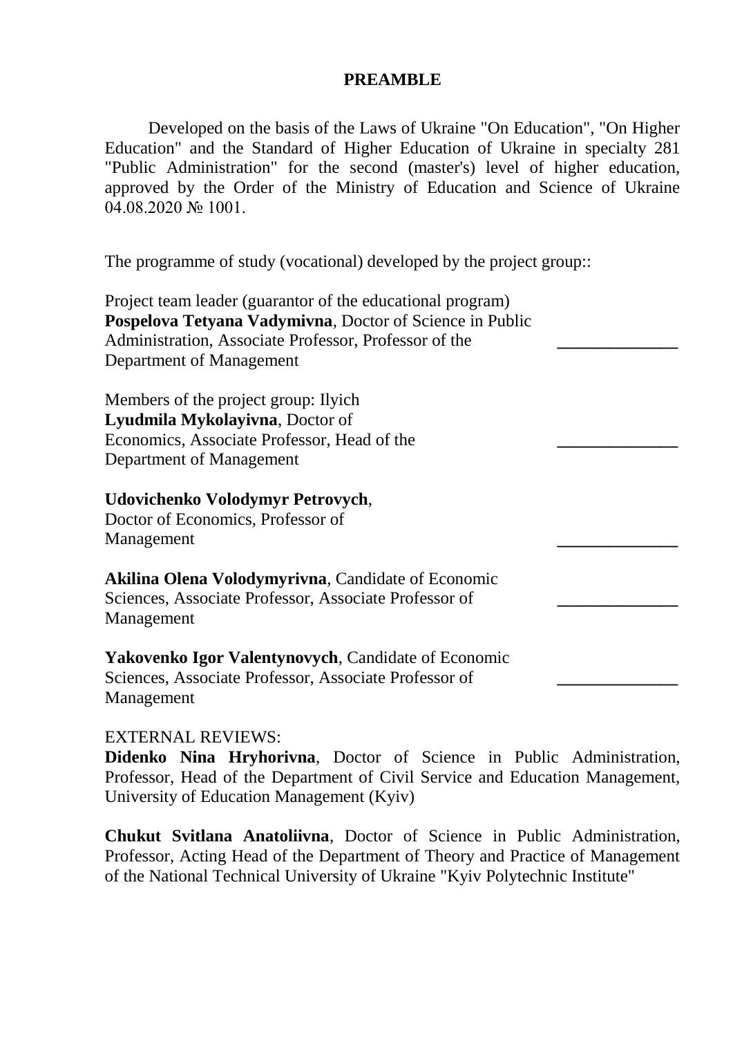## PREAMBLE

Developed on the basis of the Laws of Ukraine "On Education", "On Higher Education" and the Standard of Higher Education of Ukraine in specialty 281 "Public Administration" for the second (master's) level of higher education, approved by the Order of the Ministry of Education and Science of Ukraine 04.08.2020 № 1001.

The programme of study (vocational) developed by the project group::

Project team leader (guarantor of the educational program) **Pospelova Tetyana Vadymivna**, Doctor of Science in Public Administration, Associate Professor, Professor of the Department of Management ______________

Members of the project group: Ilyich **Lyudmila Mykolayivna**, Doctor of Economics, Associate Professor, Head of the Department of Management ______________

**Udovichenko Volodymyr Petrovych**, Doctor of Economics, Professor of Management ______________

**Akilina Olena Volodymyrivna**, Candidate of Economic Sciences, Associate Professor, Associate Professor of Management ______________

**Yakovenko Igor Valentynovych**, Candidate of Economic Sciences, Associate Professor, Associate Professor of Management ______________

EXTERNAL REVIEWS:

**Didenko Nina Hryhorivna**, Doctor of Science in Public Administration, Professor, Head of the Department of Civil Service and Education Management, University of Education Management (Kyiv)

**Chukut Svitlana Anatoliivna**, Doctor of Science in Public Administration, Professor, Acting Head of the Department of Theory and Practice of Management of the National Technical University of Ukraine "Kyiv Polytechnic Institute"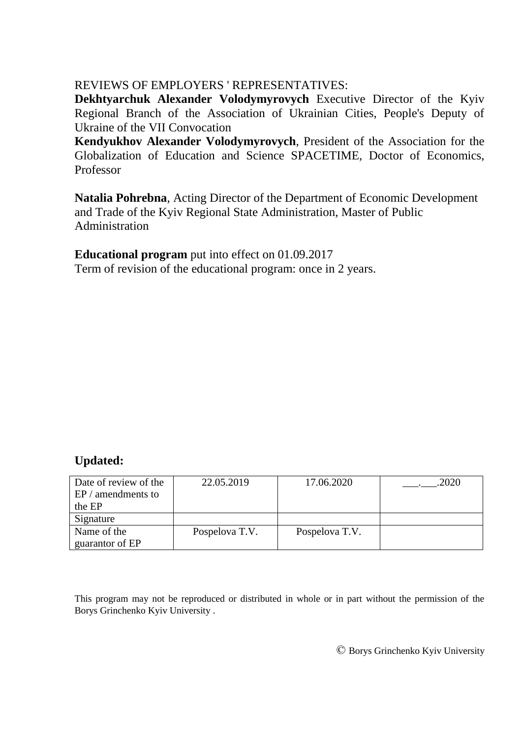REVIEWS OF EMPLOYERS ' REPRESENTATIVES:

**Dekhtyarchuk Alexander Volodymyrovych** Executive Director of the Kyiv Regional Branch of the Association of Ukrainian Cities, People's Deputy of Ukraine of the VII Convocation

**Kendyukhov Alexander Volodymyrovych**, President of the Association for the Globalization of Education and Science SPACETIME, Doctor of Economics, Professor

**Natalia Pohrebna**, Acting Director of the Department of Economic Development and Trade of the Kyiv Regional State Administration, Master of Public Administration

**Educational program** put into effect on 01.09.2017
Term of revision of the educational program: once in 2 years.

**Updated:**

| Date of review of the EP / amendments to the EP | 22.05.2019 | 17.06.2020 | ___.___.2020 |
|---|---|---|---|
| Signature | | | |
| Name of the guarantor of EP | Pospelova T.V. | Pospelova T.V. | |

This program may not be reproduced or distributed in whole or in part without the permission of the Borys Grinchenko Kyiv University .

© Borys Grinchenko Kyiv University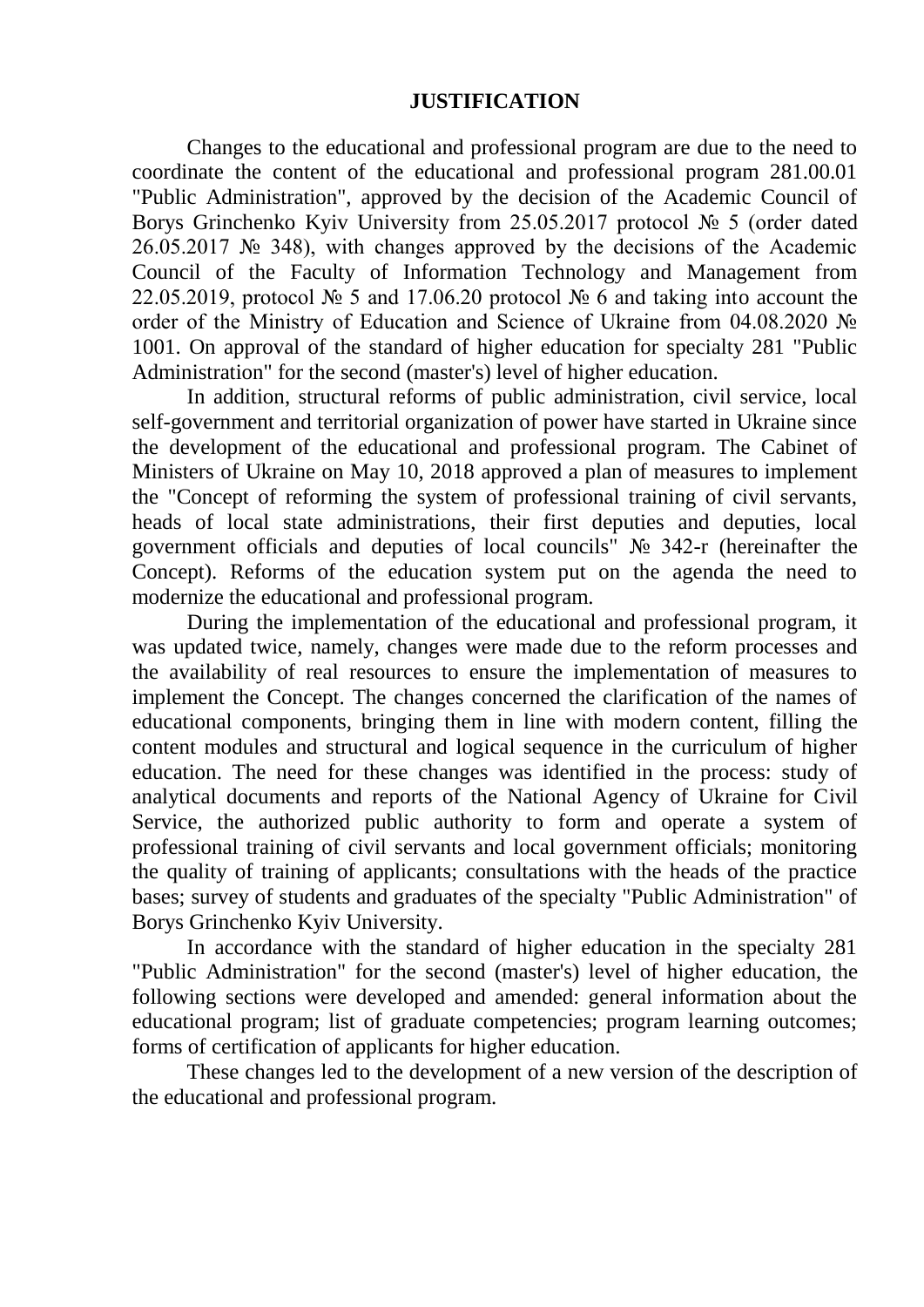## JUSTIFICATION

Changes to the educational and professional program are due to the need to coordinate the content of the educational and professional program 281.00.01 "Public Administration", approved by the decision of the Academic Council of Borys Grinchenko Kyiv University from 25.05.2017 protocol № 5 (order dated 26.05.2017 № 348), with changes approved by the decisions of the Academic Council of the Faculty of Information Technology and Management from 22.05.2019, protocol № 5 and 17.06.20 protocol № 6 and taking into account the order of the Ministry of Education and Science of Ukraine from 04.08.2020 № 1001. On approval of the standard of higher education for specialty 281 "Public Administration" for the second (master's) level of higher education.

In addition, structural reforms of public administration, civil service, local self-government and territorial organization of power have started in Ukraine since the development of the educational and professional program. The Cabinet of Ministers of Ukraine on May 10, 2018 approved a plan of measures to implement the "Concept of reforming the system of professional training of civil servants, heads of local state administrations, their first deputies and deputies, local government officials and deputies of local councils" № 342-r (hereinafter the Concept). Reforms of the education system put on the agenda the need to modernize the educational and professional program.

During the implementation of the educational and professional program, it was updated twice, namely, changes were made due to the reform processes and the availability of real resources to ensure the implementation of measures to implement the Concept. The changes concerned the clarification of the names of educational components, bringing them in line with modern content, filling the content modules and structural and logical sequence in the curriculum of higher education. The need for these changes was identified in the process: study of analytical documents and reports of the National Agency of Ukraine for Civil Service, the authorized public authority to form and operate a system of professional training of civil servants and local government officials; monitoring the quality of training of applicants; consultations with the heads of the practice bases; survey of students and graduates of the specialty "Public Administration" of Borys Grinchenko Kyiv University.

In accordance with the standard of higher education in the specialty 281 "Public Administration" for the second (master's) level of higher education, the following sections were developed and amended: general information about the educational program; list of graduate competencies; program learning outcomes; forms of certification of applicants for higher education.

These changes led to the development of a new version of the description of the educational and professional program.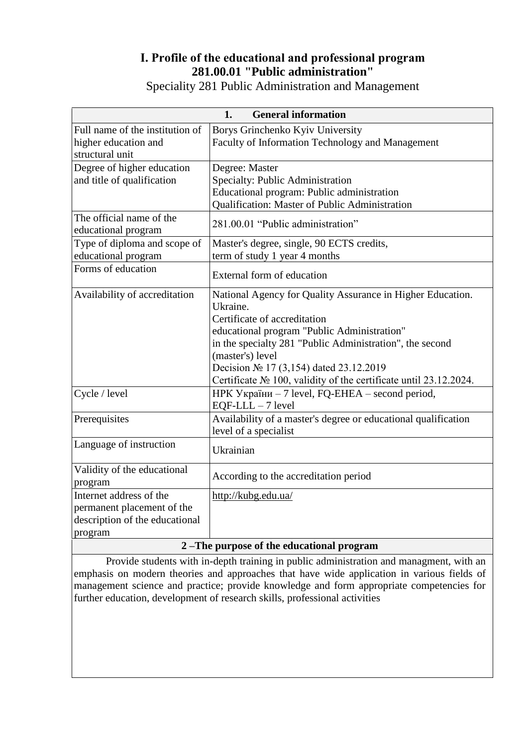# I. Profile of the educational and professional program 281.00.01 "Public administration"

Speciality 281 Public Administration and Management

| 1. General information | |
|---|---|
| Full name of the institution of higher education and structural unit | Borys Grinchenko Kyiv University<br>Faculty of Information Technology and Management |
| Degree of higher education and title of qualification | Degree: Master<br>Specialty: Public Administration<br>Educational program: Public administration<br>Qualification: Master of Public Administration |
| The official name of the educational program | 281.00.01 "Public administration" |
| Type of diploma and scope of educational program | Master's degree, single, 90 ECTS credits,<br>term of study 1 year 4 months |
| Forms of education | External form of education |
| Availability of accreditation | National Agency for Quality Assurance in Higher Education. Ukraine.<br>Certificate of accreditation<br>educational program "Public Administration"<br>in the specialty 281 "Public Administration", the second (master's) level<br>Decision № 17 (3,154) dated 23.12.2019<br>Certificate № 100, validity of the certificate until 23.12.2024. |
| Cycle / level | НРК України – 7 level, FQ-EHEA – second period, EQF-LLL – 7 level |
| Prerequisites | Availability of a master's degree or educational qualification level of a specialist |
| Language of instruction | Ukrainian |
| Validity of the educational program | According to the accreditation period |
| Internet address of the permanent placement of the description of the educational program | http://kubg.edu.ua/ |

| 2 – The purpose of the educational program |
|---|
| Provide students with in-depth training in public administration and managment, with an emphasis on modern theories and approaches that have wide application in various fields of management science and practice; provide knowledge and form appropriate competencies for further education, development of research skills, professional activities |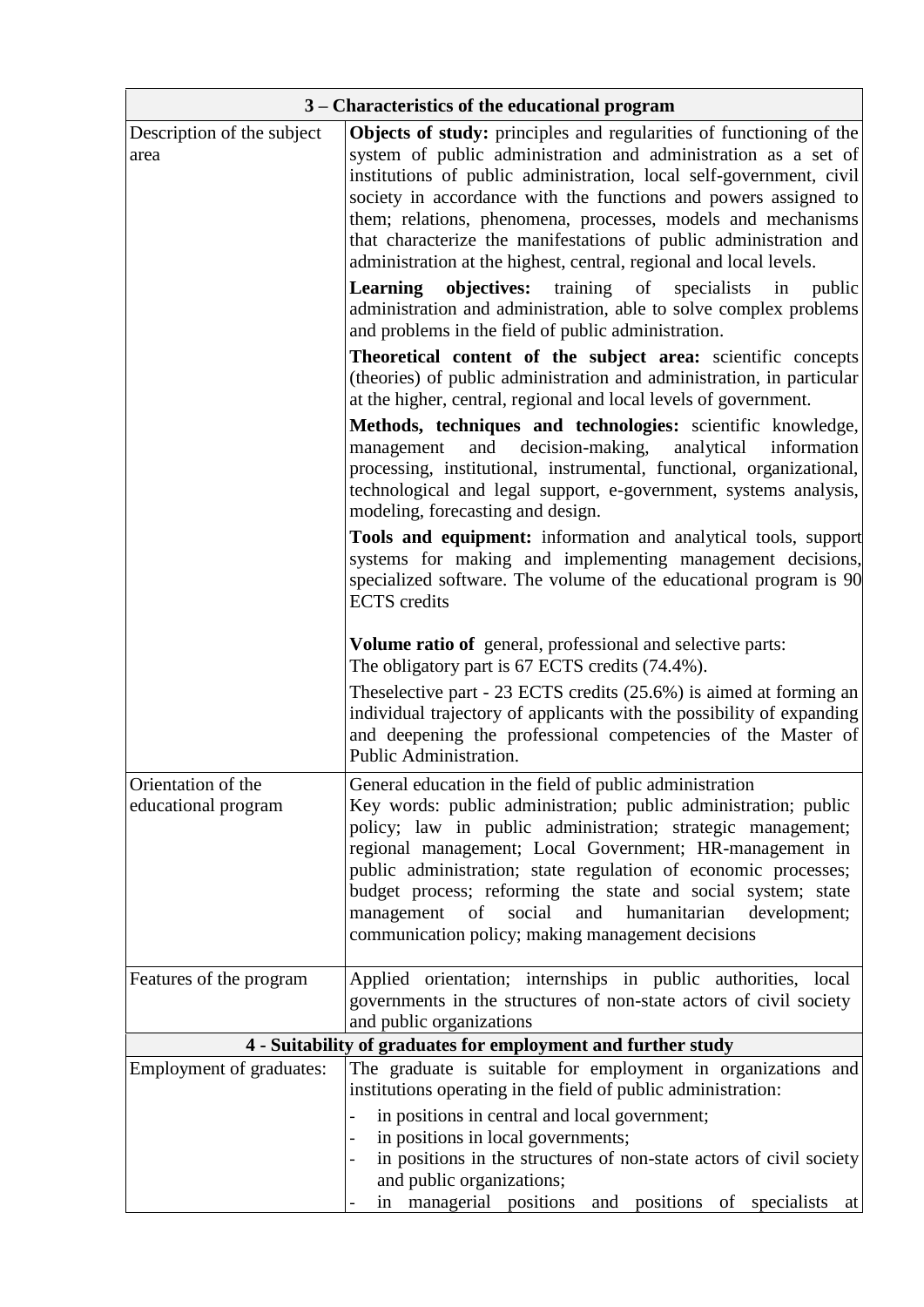| 3 – Characteristics of the educational program | |
|---|---|
| Description of the subject area | **Objects of study:** principles and regularities of functioning of the system of public administration and administration as a set of institutions of public administration, local self-government, civil society in accordance with the functions and powers assigned to them; relations, phenomena, processes, models and mechanisms that characterize the manifestations of public administration and administration at the highest, central, regional and local levels.<br>**Learning objectives:** training of specialists in public administration and administration, able to solve complex problems and problems in the field of public administration.<br>**Theoretical content of the subject area:** scientific concepts (theories) of public administration and administration, in particular at the higher, central, regional and local levels of government.<br>**Methods, techniques and technologies:** scientific knowledge, management and decision-making, analytical information processing, institutional, instrumental, functional, organizational, technological and legal support, e-government, systems analysis, modeling, forecasting and design.<br>**Tools and equipment:** information and analytical tools, support systems for making and implementing management decisions, specialized software. The volume of the educational program is 90 ECTS credits<br><br>**Volume ratio of** general, professional and selective parts:<br>The obligatory part is 67 ECTS credits (74.4%).<br>Theselective part - 23 ECTS credits (25.6%) is aimed at forming an individual trajectory of applicants with the possibility of expanding and deepening the professional competencies of the Master of Public Administration. |
| Orientation of the educational program | General education in the field of public administration<br>Key words: public administration; public administration; public policy; law in public administration; strategic management; regional management; Local Government; HR-management in public administration; state regulation of economic processes; budget process; reforming the state and social system; state management of social and humanitarian development; communication policy; making management decisions |
| Features of the program | Applied orientation; internships in public authorities, local governments in the structures of non-state actors of civil society and public organizations |
| **4 - Suitability of graduates for employment and further study** | |
| Employment of graduates: | The graduate is suitable for employment in organizations and institutions operating in the field of public administration:<br>- in positions in central and local government;<br>- in positions in local governments;<br>- in positions in the structures of non-state actors of civil society and public organizations;<br>- in managerial positions and positions of specialists at |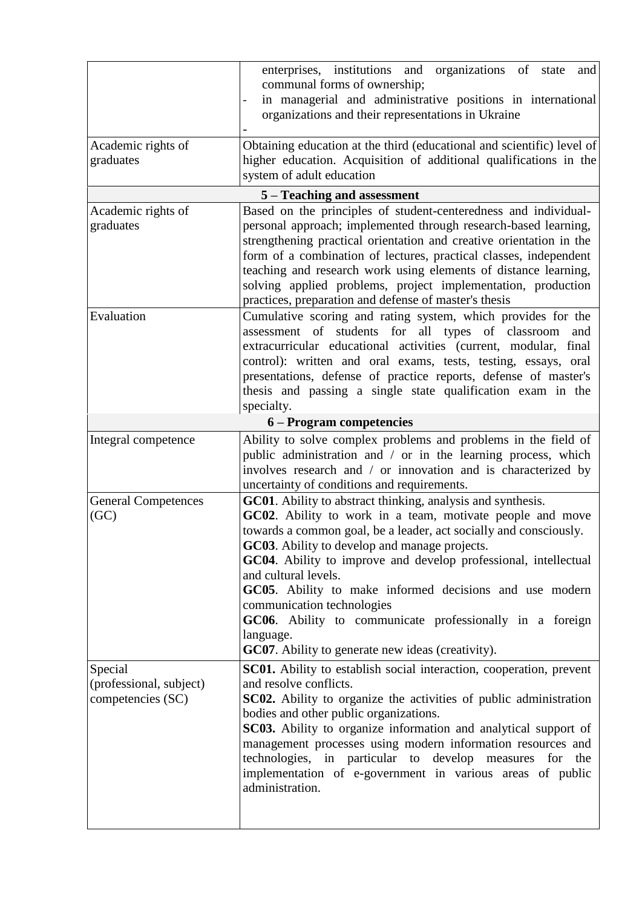| | |
|---|---|
| | enterprises, institutions and organizations of state and communal forms of ownership;<br>- in managerial and administrative positions in international organizations and their representations in Ukraine<br>- |
| Academic rights of graduates | Obtaining education at the third (educational and scientific) level of higher education. Acquisition of additional qualifications in the system of adult education |
| **5 – Teaching and assessment** | |
| Academic rights of graduates | Based on the principles of student-centeredness and individual-personal approach; implemented through research-based learning, strengthening practical orientation and creative orientation in the form of a combination of lectures, practical classes, independent teaching and research work using elements of distance learning, solving applied problems, project implementation, production practices, preparation and defense of master's thesis |
| Evaluation | Cumulative scoring and rating system, which provides for the assessment of students for all types of classroom and extracurricular educational activities (current, modular, final control): written and oral exams, tests, testing, essays, oral presentations, defense of practice reports, defense of master's thesis and passing a single state qualification exam in the specialty. |
| **6 – Program competencies** | |
| Integral competence | Ability to solve complex problems and problems in the field of public administration and / or in the learning process, which involves research and / or innovation and is characterized by uncertainty of conditions and requirements. |
| General Competences (GC) | **GC01**. Ability to abstract thinking, analysis and synthesis.<br>**GC02**. Ability to work in a team, motivate people and move towards a common goal, be a leader, act socially and consciously.<br>**GC03**. Ability to develop and manage projects.<br>**GC04**. Ability to improve and develop professional, intellectual and cultural levels.<br>**GC05**. Ability to make informed decisions and use modern communication technologies<br>**GC06**. Ability to communicate professionally in a foreign language.<br>**GC07**. Ability to generate new ideas (creativity). |
| Special (professional, subject) competencies (SC) | **SC01.** Ability to establish social interaction, cooperation, prevent and resolve conflicts.<br>**SC02.** Ability to organize the activities of public administration bodies and other public organizations.<br>**SC03.** Ability to organize information and analytical support of management processes using modern information resources and technologies, in particular to develop measures for the implementation of e-government in various areas of public administration. |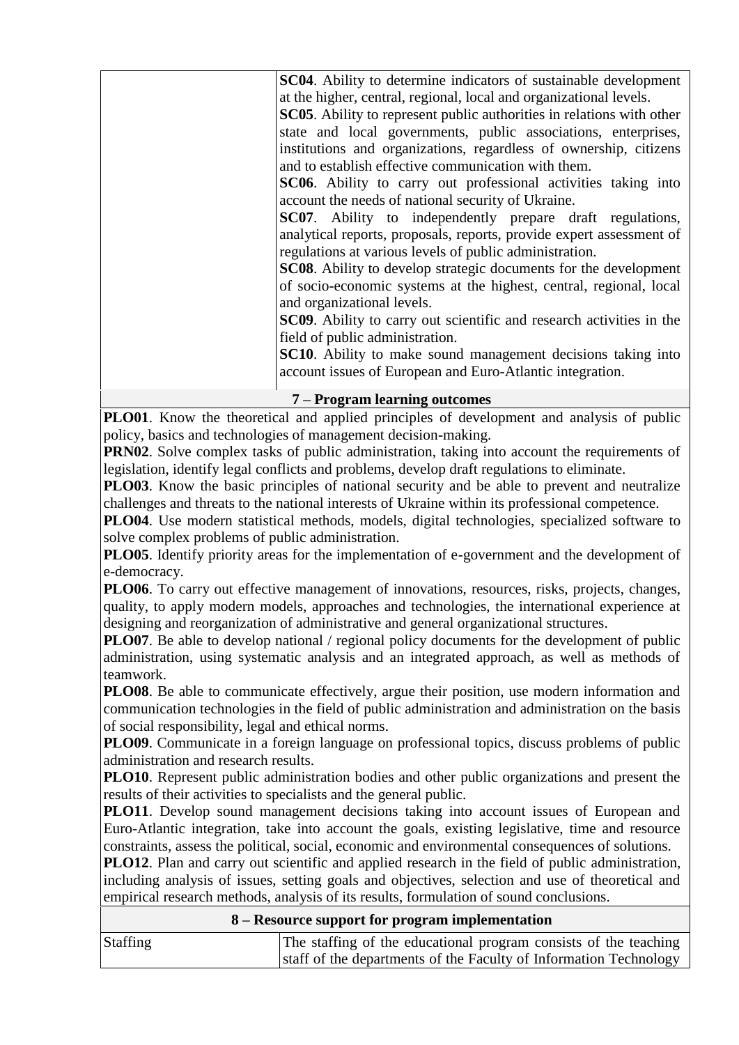| | |
|---|---|
| | **SC04**. Ability to determine indicators of sustainable development at the higher, central, regional, local and organizational levels.<br>**SC05**. Ability to represent public authorities in relations with other state and local governments, public associations, enterprises, institutions and organizations, regardless of ownership, citizens and to establish effective communication with them.<br>**SC06**. Ability to carry out professional activities taking into account the needs of national security of Ukraine.<br>**SC07**. Ability to independently prepare draft regulations, analytical reports, proposals, reports, provide expert assessment of regulations at various levels of public administration.<br>**SC08**. Ability to develop strategic documents for the development of socio-economic systems at the highest, central, regional, local and organizational levels.<br>**SC09**. Ability to carry out scientific and research activities in the field of public administration.<br>**SC10**. Ability to make sound management decisions taking into account issues of European and Euro-Atlantic integration. |

**7 – Program learning outcomes**

**PLO01**. Know the theoretical and applied principles of development and analysis of public policy, basics and technologies of management decision-making.
**PRN02**. Solve complex tasks of public administration, taking into account the requirements of legislation, identify legal conflicts and problems, develop draft regulations to eliminate.
**PLO03**. Know the basic principles of national security and be able to prevent and neutralize challenges and threats to the national interests of Ukraine within its professional competence.
**PLO04**. Use modern statistical methods, models, digital technologies, specialized software to solve complex problems of public administration.
**PLO05**. Identify priority areas for the implementation of e-government and the development of e-democracy.
**PLO06**. To carry out effective management of innovations, resources, risks, projects, changes, quality, to apply modern models, approaches and technologies, the international experience at designing and reorganization of administrative and general organizational structures.
**PLO07**. Be able to develop national / regional policy documents for the development of public administration, using systematic analysis and an integrated approach, as well as methods of teamwork.
**PLO08**. Be able to communicate effectively, argue their position, use modern information and communication technologies in the field of public administration and administration on the basis of social responsibility, legal and ethical norms.
**PLO09**. Communicate in a foreign language on professional topics, discuss problems of public administration and research results.
**PLO10**. Represent public administration bodies and other public organizations and present the results of their activities to specialists and the general public.
**PLO11**. Develop sound management decisions taking into account issues of European and Euro-Atlantic integration, take into account the goals, existing legislative, time and resource constraints, assess the political, social, economic and environmental consequences of solutions.
**PLO12**. Plan and carry out scientific and applied research in the field of public administration, including analysis of issues, setting goals and objectives, selection and use of theoretical and empirical research methods, analysis of its results, formulation of sound conclusions.

**8 – Resource support for program implementation**

| | |
|---|---|
| Staffing | The staffing of the educational program consists of the teaching staff of the departments of the Faculty of Information Technology |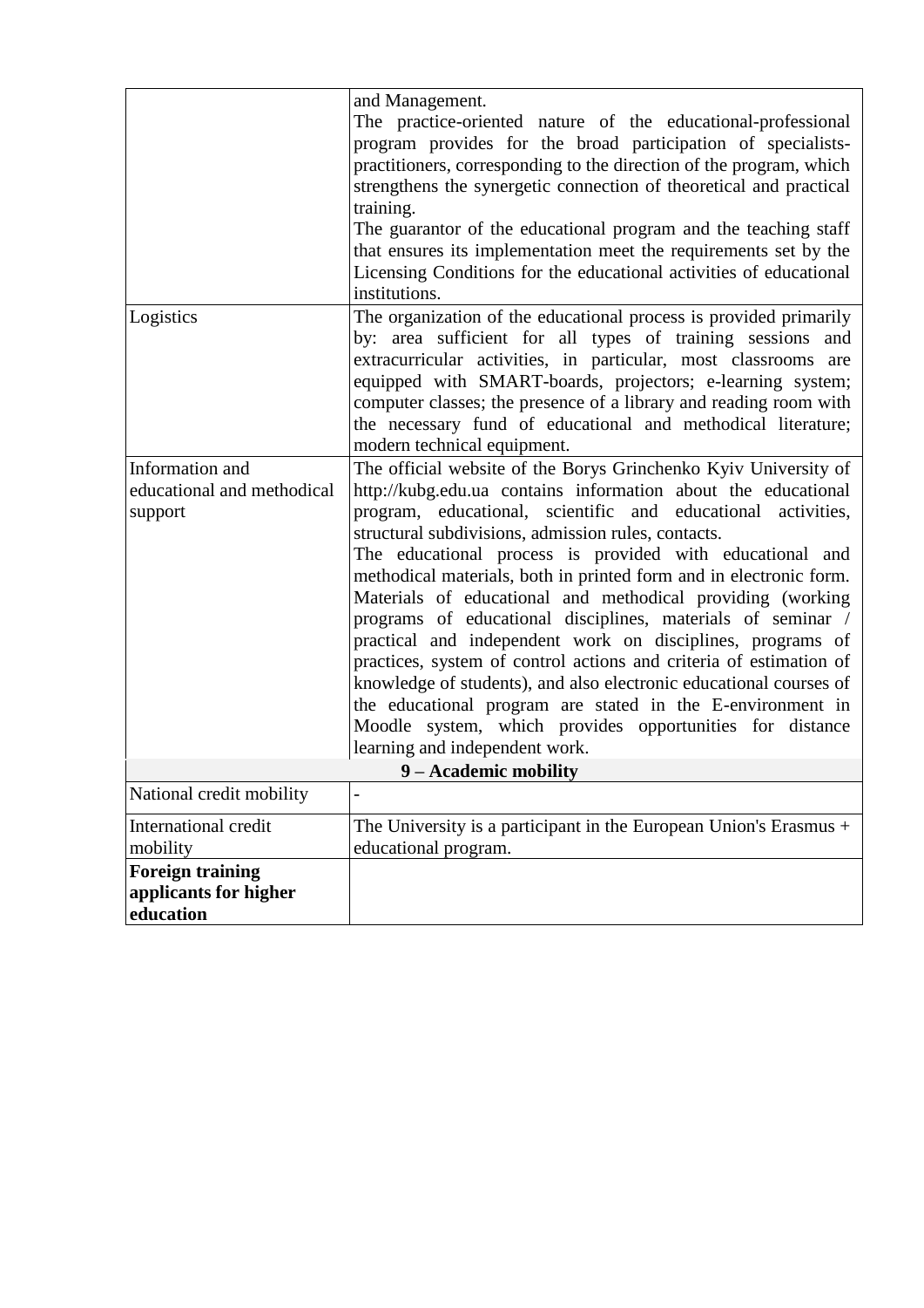| | |
|---|---|
| | and Management.<br>The practice-oriented nature of the educational-professional program provides for the broad participation of specialists-practitioners, corresponding to the direction of the program, which strengthens the synergetic connection of theoretical and practical training.<br>The guarantor of the educational program and the teaching staff that ensures its implementation meet the requirements set by the Licensing Conditions for the educational activities of educational institutions. |
| Logistics | The organization of the educational process is provided primarily by: area sufficient for all types of training sessions and extracurricular activities, in particular, most classrooms are equipped with SMART-boards, projectors; e-learning system; computer classes; the presence of a library and reading room with the necessary fund of educational and methodical literature; modern technical equipment. |
| Information and educational and methodical support | The official website of the Borys Grinchenko Kyiv University of http://kubg.edu.ua contains information about the educational program, educational, scientific and educational activities, structural subdivisions, admission rules, contacts.<br>The educational process is provided with educational and methodical materials, both in printed form and in electronic form. Materials of educational and methodical providing (working programs of educational disciplines, materials of seminar / practical and independent work on disciplines, programs of practices, system of control actions and criteria of estimation of knowledge of students), and also electronic educational courses of the educational program are stated in the E-environment in Moodle system, which provides opportunities for distance learning and independent work. |
| **9 – Academic mobility** | |
| National credit mobility | - |
| International credit mobility | The University is a participant in the European Union's Erasmus + educational program. |
| **Foreign training applicants for higher education** | |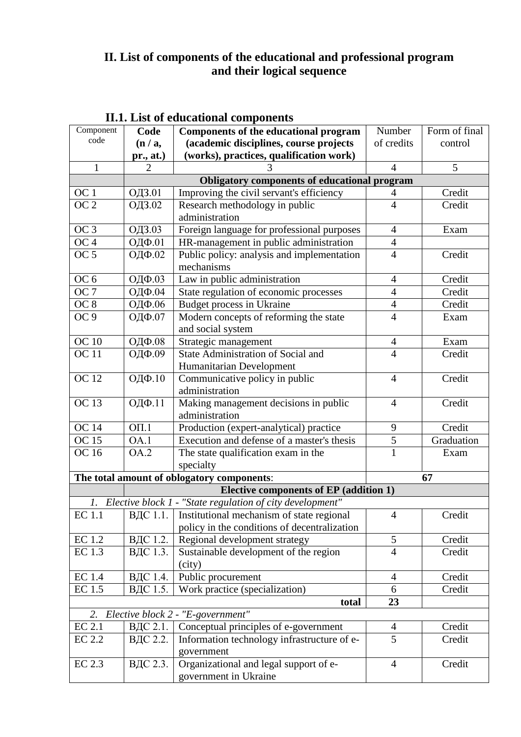## II. List of components of the educational and professional program and their logical sequence

### II.1. List of educational components

| Component code | Code (n / a, pr., at.) | Components of the educational program (academic disciplines, course projects (works), practices, qualification work) | Number of credits | Form of final control |
|---|---|---|---|---|
| 1 | 2 | 3 | 4 | 5 |
| | **Obligatory components of educational program** | | | |
| OC 1 | ОДЗ.01 | Improving the civil servant's efficiency | 4 | Credit |
| OC 2 | ОДЗ.02 | Research methodology in public administration | 4 | Credit |
| OC 3 | ОДЗ.03 | Foreign language for professional purposes | 4 | Exam |
| OC 4 | ОДФ.01 | HR-management in public administration | 4 | |
| OC 5 | ОДФ.02 | Public policy: analysis and implementation mechanisms | 4 | Credit |
| OC 6 | ОДФ.03 | Law in public administration | 4 | Credit |
| OC 7 | ОДФ.04 | State regulation of economic processes | 4 | Credit |
| OC 8 | ОДФ.06 | Budget process in Ukraine | 4 | Credit |
| OC 9 | ОДФ.07 | Modern concepts of reforming the state and social system | 4 | Exam |
| OC 10 | ОДФ.08 | Strategic management | 4 | Exam |
| OC 11 | ОДФ.09 | State Administration of Social and Humanitarian Development | 4 | Credit |
| OC 12 | ОДФ.10 | Communicative policy in public administration | 4 | Credit |
| OC 13 | ОДФ.11 | Making management decisions in public administration | 4 | Credit |
| OC 14 | ОП.1 | Production (expert-analytical) practice | 9 | Credit |
| OC 15 | ОА.1 | Execution and defense of a master's thesis | 5 | Graduation |
| OC 16 | ОА.2 | The state qualification exam in the specialty | 1 | Exam |
| **The total amount of oblogatory components**: | | | **67** | |
| | **Elective components of EP (addition 1)** | | | |
| *1. Elective block 1 - "State regulation of city development"* | | | | |
| EC 1.1 | ВДС 1.1. | Institutional mechanism of state regional policy in the conditions of decentralization | 4 | Credit |
| EC 1.2 | ВДС 1.2. | Regional development strategy | 5 | Credit |
| EC 1.3 | ВДС 1.3. | Sustainable development of the region (city) | 4 | Credit |
| EC 1.4 | ВДС 1.4. | Public procurement | 4 | Credit |
| EC 1.5 | ВДС 1.5. | Work practice (specialization) | 6 | Credit |
| | | **total** | **23** | |
| *2. Elective block 2 - "E-government"* | | | | |
| EC 2.1 | ВДС 2.1. | Conceptual principles of e-government | 4 | Credit |
| EC 2.2 | ВДС 2.2. | Information technology infrastructure of e-government | 5 | Credit |
| EC 2.3 | ВДС 2.3. | Organizational and legal support of e-government in Ukraine | 4 | Credit |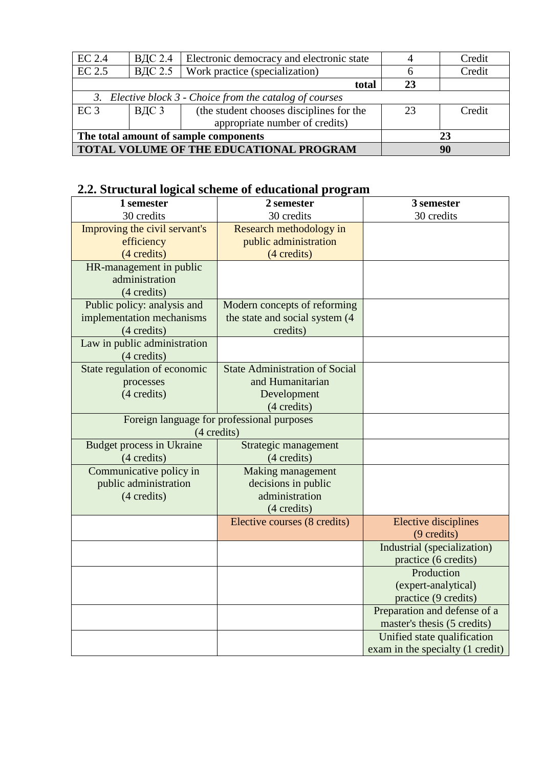| | | | | |
|---|---|---|---|---|
| EC 2.4 | ВДС 2.4 | Electronic democracy and electronic state | 4 | Credit |
| EC 2.5 | ВДС 2.5 | Work practice (specialization) | 6 | Credit |
| | | **total** | **23** | |
| *3. Elective block 3 - Choice from the catalog of courses* | | | | |
| EC 3 | ВДС 3 | (the student chooses disciplines for the appropriate number of credits) | 23 | Credit |
| **The total amount of sample components** | | | **23** | |
| **TOTAL VOLUME OF THE EDUCATIONAL PROGRAM** | | | **90** | |

## 2.2. Structural logical scheme of educational program

| **1 semester** 30 credits | **2 semester** 30 credits | **3 semester** 30 credits |
|---|---|---|
| Improving the civil servant's efficiency (4 credits) | Research methodology in public administration (4 credits) | |
| HR-management in public administration (4 credits) | | |
| Public policy: analysis and implementation mechanisms (4 credits) | Modern concepts of reforming the state and social system (4 credits) | |
| Law in public administration (4 credits) | | |
| State regulation of economic processes (4 credits) | State Administration of Social and Humanitarian Development (4 credits) | |
| Foreign language for professional purposes (4 credits) | | |
| Budget process in Ukraine (4 credits) | Strategic management (4 credits) | |
| Communicative policy in public administration (4 credits) | Making management decisions in public administration (4 credits) | |
| | Elective courses (8 credits) | Elective disciplines (9 credits) |
| | | Industrial (specialization) practice (6 credits) |
| | | Production (expert-analytical) practice (9 credits) |
| | | Preparation and defense of a master's thesis (5 credits) |
| | | Unified state qualification exam in the specialty (1 credit) |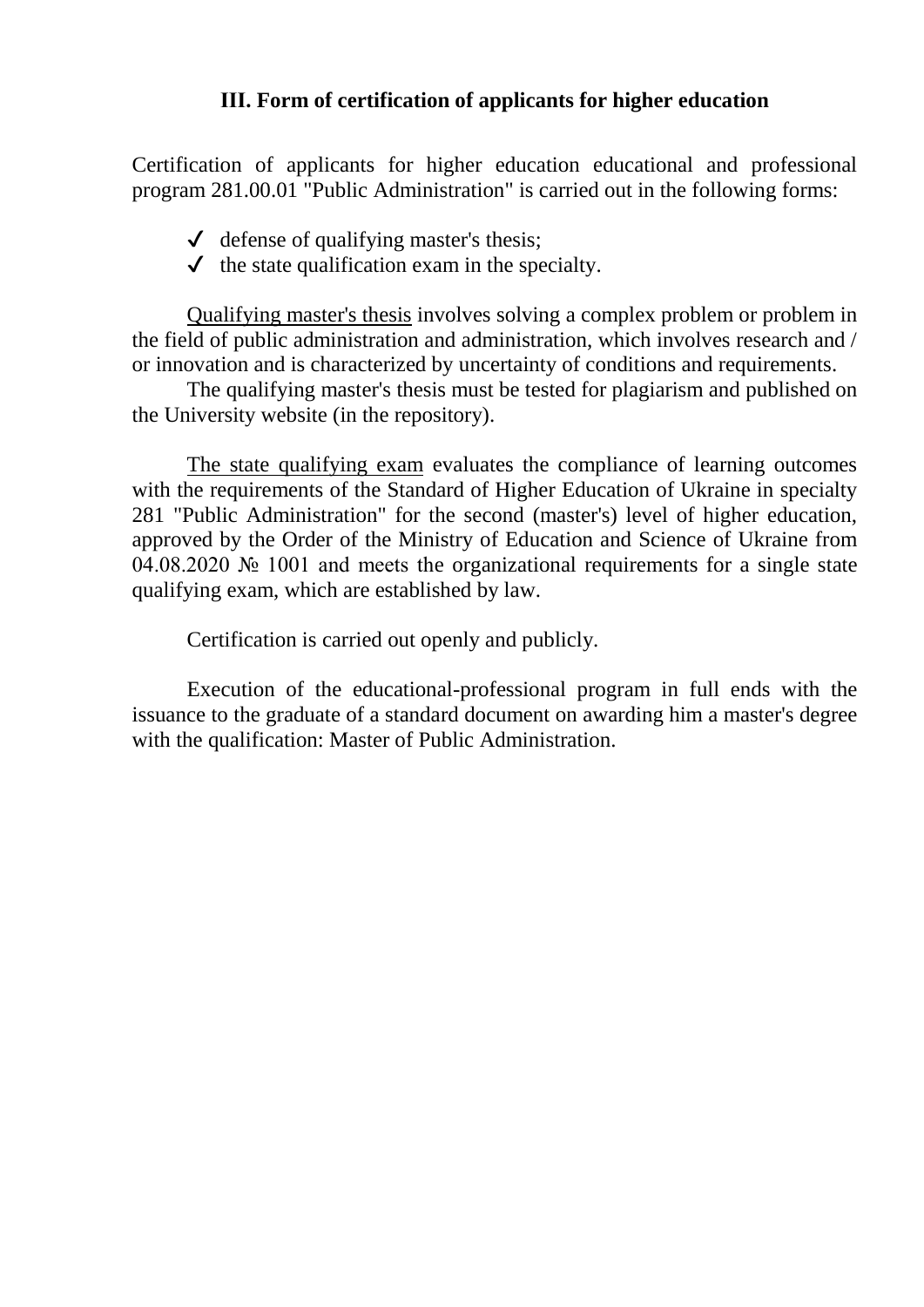### III. Form of certification of applicants for higher education

Certification of applicants for higher education educational and professional program 281.00.01 "Public Administration" is carried out in the following forms:

- ✓ defense of qualifying master's thesis;
- ✓ the state qualification exam in the specialty.

Qualifying master's thesis involves solving a complex problem or problem in the field of public administration and administration, which involves research and / or innovation and is characterized by uncertainty of conditions and requirements.

The qualifying master's thesis must be tested for plagiarism and published on the University website (in the repository).

The state qualifying exam evaluates the compliance of learning outcomes with the requirements of the Standard of Higher Education of Ukraine in specialty 281 "Public Administration" for the second (master's) level of higher education, approved by the Order of the Ministry of Education and Science of Ukraine from 04.08.2020 № 1001 and meets the organizational requirements for a single state qualifying exam, which are established by law.

Certification is carried out openly and publicly.

Execution of the educational-professional program in full ends with the issuance to the graduate of a standard document on awarding him a master's degree with the qualification: Master of Public Administration.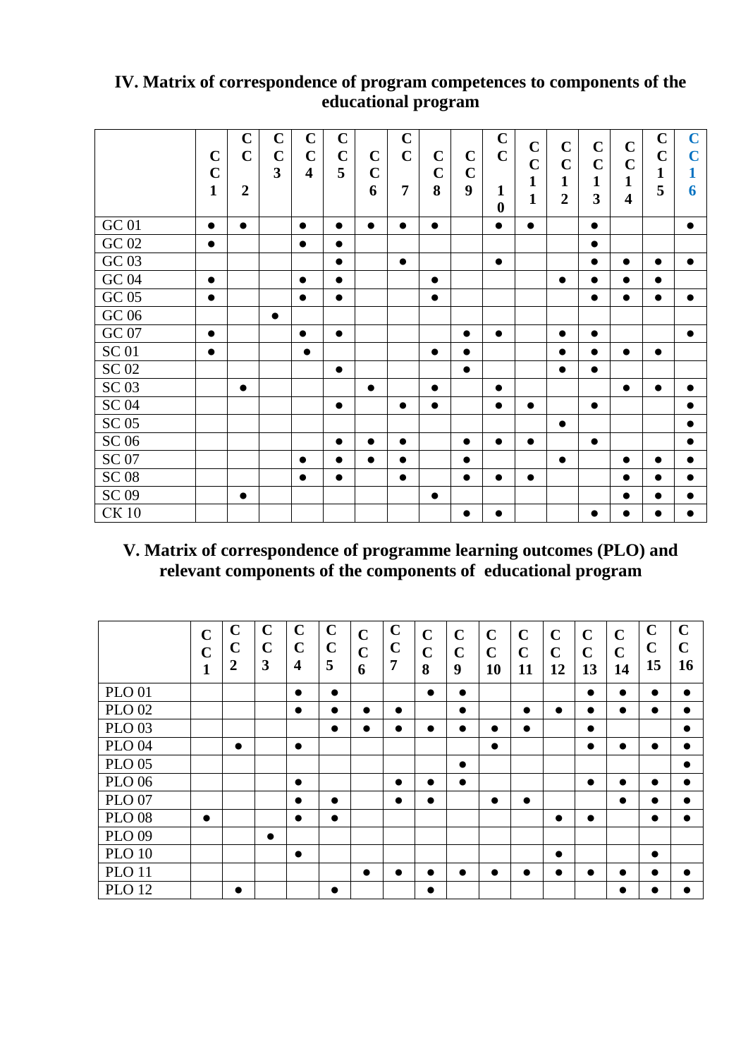## IV. Matrix of correspondence of program competences to components of the educational program

| | CC 1 | CC 2 | CC 3 | CC 4 | CC 5 | CC 6 | CC 7 | CC 8 | CC 9 | CC 10 | CC 11 | CC 12 | CC 13 | CC 14 | CC 15 | CC 16 |
|---|---|---|---|---|---|---|---|---|---|---|---|---|---|---|---|---|
| GC 01 | ● | ● | | ● | ● | ● | ● | ● | | ● | ● | | ● | | | ● |
| GC 02 | ● | | | ● | ● | | | | | | | | ● | | | |
| GC 03 | | | | | ● | | ● | | | ● | | | ● | ● | ● | ● |
| GC 04 | ● | | | ● | ● | | | ● | | | | ● | ● | ● | ● | |
| GC 05 | ● | | | ● | ● | | | ● | | | | | ● | ● | ● | ● |
| GC 06 | | | ● | | | | | | | | | | | | | |
| GC 07 | ● | | | ● | ● | | | | ● | ● | | ● | ● | | | ● |
| SC 01 | ● | | | ● | | | | ● | ● | | | ● | ● | ● | ● | |
| SC 02 | | | | | ● | | | | ● | | | ● | ● | | | |
| SC 03 | | ● | | | | ● | | ● | | ● | | | | ● | ● | ● |
| SC 04 | | | | | ● | | ● | ● | | ● | ● | | ● | | | ● |
| SC 05 | | | | | | | | | | | | ● | | | | ● |
| SC 06 | | | | | ● | ● | ● | | ● | ● | ● | | ● | | | ● |
| SC 07 | | | | ● | ● | ● | ● | | ● | | | ● | | ● | ● | ● |
| SC 08 | | | | ● | ● | | ● | | ● | ● | ● | | | ● | ● | ● |
| SC 09 | | ● | | | | | | ● | | | | | | ● | ● | ● |
| CK 10 | | | | | | | | | ● | ● | | | ● | ● | ● | ● |

## V. Matrix of correspondence of programme learning outcomes (PLO) and relevant components of the components of educational program

| | CC 1 | CC 2 | CC 3 | CC 4 | CC 5 | CC 6 | CC 7 | CC 8 | CC 9 | CC 10 | CC 11 | CC 12 | CC 13 | CC 14 | CC 15 | CC 16 |
|---|---|---|---|---|---|---|---|---|---|---|---|---|---|---|---|---|
| PLO 01 | | | | ● | ● | | | ● | ● | | | | ● | ● | ● | ● |
| PLO 02 | | | | ● | ● | ● | ● | | ● | | ● | ● | ● | ● | ● | ● |
| PLO 03 | | | | | ● | ● | ● | ● | ● | ● | ● | | ● | | | ● |
| PLO 04 | | ● | | ● | | | | | | ● | | | ● | ● | ● | ● |
| PLO 05 | | | | | | | | | ● | | | | | | | ● |
| PLO 06 | | | | ● | | | ● | ● | ● | | | | ● | ● | ● | ● |
| PLO 07 | | | | ● | ● | | ● | ● | | ● | ● | | | ● | ● | ● |
| PLO 08 | ● | | | ● | ● | | | | | | | ● | ● | | ● | ● |
| PLO 09 | | | ● | | | | | | | | | | | | | |
| PLO 10 | | | | ● | | | | | | | | ● | | | ● | |
| PLO 11 | | | | | | ● | ● | ● | ● | ● | ● | ● | ● | ● | ● | ● |
| PLO 12 | | ● | | | ● | | | ● | | | | | | ● | ● | ● |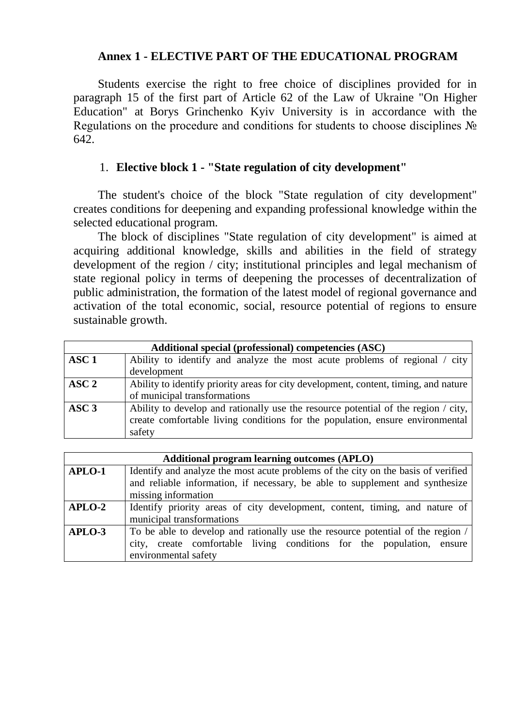## Annex 1 - ELECTIVE PART OF THE EDUCATIONAL PROGRAM

Students exercise the right to free choice of disciplines provided for in paragraph 15 of the first part of Article 62 of the Law of Ukraine "On Higher Education" at Borys Grinchenko Kyiv University is in accordance with the Regulations on the procedure and conditions for students to choose disciplines № 642.

### 1. Elective block 1 - "State regulation of city development"

The student's choice of the block "State regulation of city development" creates conditions for deepening and expanding professional knowledge within the selected educational program.

The block of disciplines "State regulation of city development" is aimed at acquiring additional knowledge, skills and abilities in the field of strategy development of the region / city; institutional principles and legal mechanism of state regional policy in terms of deepening the processes of decentralization of public administration, the formation of the latest model of regional governance and activation of the total economic, social, resource potential of regions to ensure sustainable growth.

| **Additional special (professional) competencies (ASC)** | |
|---|---|
| **ASC 1** | Ability to identify and analyze the most acute problems of regional / city development |
| **ASC 2** | Ability to identify priority areas for city development, content, timing, and nature of municipal transformations |
| **ASC 3** | Ability to develop and rationally use the resource potential of the region / city, create comfortable living conditions for the population, ensure environmental safety |

| **Additional program learning outcomes (APLO)** | |
|---|---|
| **APLO-1** | Identify and analyze the most acute problems of the city on the basis of verified and reliable information, if necessary, be able to supplement and synthesize missing information |
| **APLO-2** | Identify priority areas of city development, content, timing, and nature of municipal transformations |
| **APLO-3** | To be able to develop and rationally use the resource potential of the region / city, create comfortable living conditions for the population, ensure environmental safety |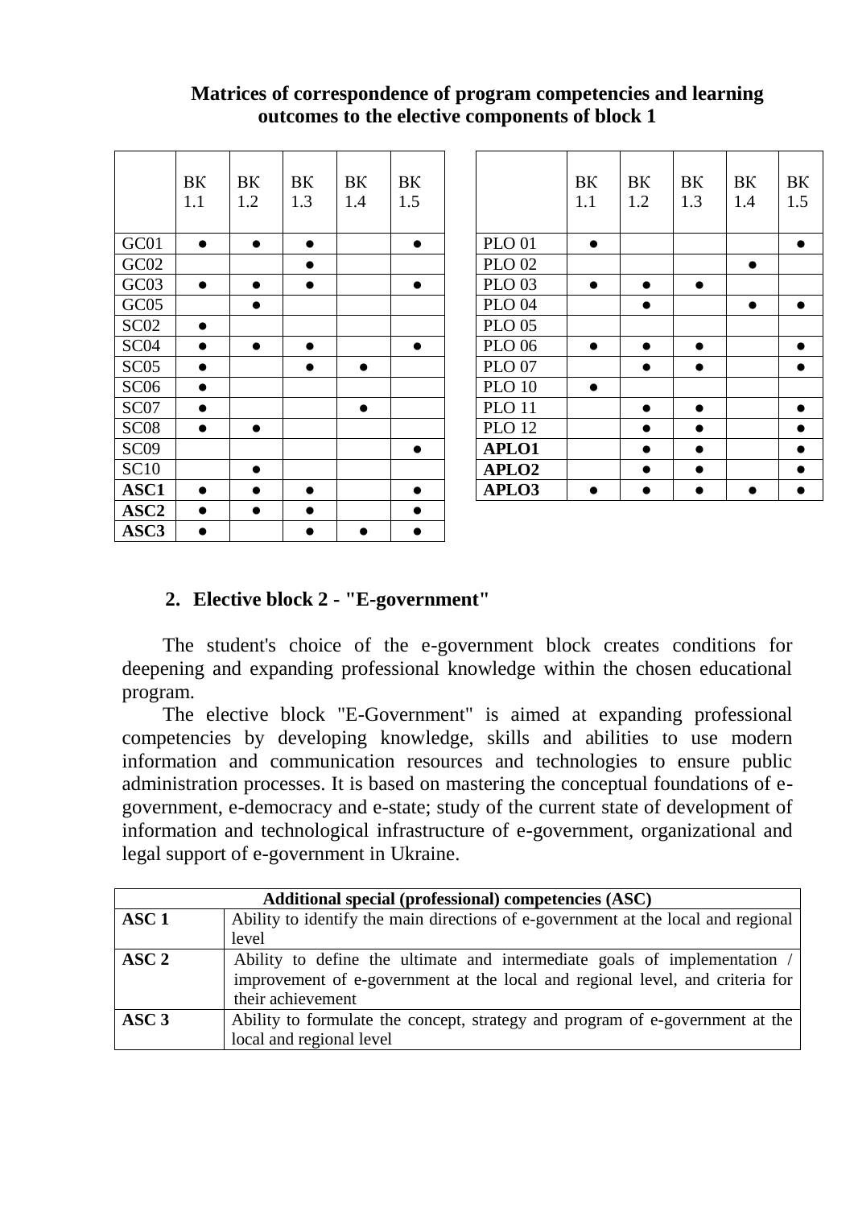**Matrices of correspondence of program competencies and learning outcomes to the elective components of block 1**

| | ВК 1.1 | ВК 1.2 | ВК 1.3 | ВК 1.4 | ВК 1.5 |
|---|---|---|---|---|---|
| GC01 | ● | ● | ● | | ● |
| GC02 | | | ● | | |
| GC03 | ● | ● | ● | | ● |
| GC05 | | ● | | | |
| SC02 | ● | | | | |
| SC04 | ● | ● | ● | | ● |
| SC05 | ● | | ● | ● | |
| SC06 | ● | | | | |
| SC07 | ● | | | ● | |
| SC08 | ● | ● | | | |
| SC09 | | | | | ● |
| SC10 | | ● | | | |
| **ASC1** | ● | ● | ● | | ● |
| **ASC2** | ● | ● | ● | | ● |
| **ASC3** | ● | | ● | ● | ● |

| | ВК 1.1 | ВК 1.2 | ВК 1.3 | ВК 1.4 | ВК 1.5 |
|---|---|---|---|---|---|
| PLO 01 | ● | | | | ● |
| PLO 02 | | | | ● | |
| PLO 03 | ● | ● | ● | | |
| PLO 04 | | ● | | ● | ● |
| PLO 05 | | | | | |
| PLO 06 | ● | ● | ● | | ● |
| PLO 07 | | ● | ● | | ● |
| PLO 10 | ● | | | | |
| PLO 11 | | ● | ● | | ● |
| PLO 12 | | ● | ● | | ● |
| **APLO1** | | ● | ● | | ● |
| **APLO2** | | ● | ● | | ● |
| **APLO3** | ● | ● | ● | ● | ● |

## 2. Elective block 2 - "E-government"

The student's choice of the e-government block creates conditions for deepening and expanding professional knowledge within the chosen educational program.

The elective block "E-Government" is aimed at expanding professional competencies by developing knowledge, skills and abilities to use modern information and communication resources and technologies to ensure public administration processes. It is based on mastering the conceptual foundations of e-government, e-democracy and e-state; study of the current state of development of information and technological infrastructure of e-government, organizational and legal support of e-government in Ukraine.

| **Additional special (professional) competencies (ASC)** | |
|---|---|
| **ASC 1** | Ability to identify the main directions of e-government at the local and regional level |
| **ASC 2** | Ability to define the ultimate and intermediate goals of implementation / improvement of e-government at the local and regional level, and criteria for their achievement |
| **ASC 3** | Ability to formulate the concept, strategy and program of e-government at the local and regional level |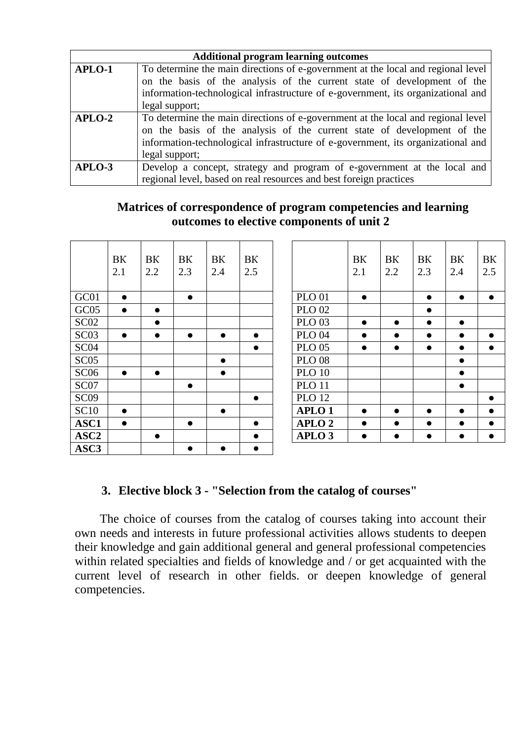| Additional program learning outcomes | |
|---|---|
| **APLO-1** | To determine the main directions of e-government at the local and regional level on the basis of the analysis of the current state of development of the information-technological infrastructure of e-government, its organizational and legal support; |
| **APLO-2** | To determine the main directions of e-government at the local and regional level on the basis of the analysis of the current state of development of the information-technological infrastructure of e-government, its organizational and legal support; |
| **APLO-3** | Develop a concept, strategy and program of e-government at the local and regional level, based on real resources and best foreign practices |

## Matrices of correspondence of program competencies and learning outcomes to elective components of unit 2

| | ВК 2.1 | ВК 2.2 | ВК 2.3 | ВК 2.4 | ВК 2.5 |
|---|---|---|---|---|---|
| GC01 | ● | | ● | | |
| GC05 | ● | ● | | | |
| SC02 | | ● | | | |
| SC03 | ● | ● | ● | ● | ● |
| SC04 | | | | | ● |
| SC05 | | | | ● | |
| SC06 | ● | ● | | ● | |
| SC07 | | | ● | | |
| SC09 | | | | | ● |
| SC10 | ● | | | ● | |
| **ASC1** | ● | | ● | | ● |
| **ASC2** | | ● | | | ● |
| **ASC3** | | | ● | ● | ● |

| | ВК 2.1 | ВК 2.2 | ВК 2.3 | ВК 2.4 | ВК 2.5 |
|---|---|---|---|---|---|
| PLO 01 | ● | | ● | ● | ● |
| PLO 02 | | | ● | | |
| PLO 03 | ● | ● | ● | ● | |
| PLO 04 | ● | ● | ● | ● | ● |
| PLO 05 | ● | ● | ● | ● | ● |
| PLO 08 | | | | ● | |
| PLO 10 | | | | ● | |
| PLO 11 | | | | ● | |
| PLO 12 | | | | | ● |
| **APLO 1** | ● | ● | ● | ● | ● |
| **APLO 2** | ● | ● | ● | ● | ● |
| **APLO 3** | ● | ● | ● | ● | ● |

## 3. Elective block 3 - "Selection from the catalog of courses"

The choice of courses from the catalog of courses taking into account their own needs and interests in future professional activities allows students to deepen their knowledge and gain additional general and general professional competencies within related specialties and fields of knowledge and / or get acquainted with the current level of research in other fields. or deepen knowledge of general competencies.